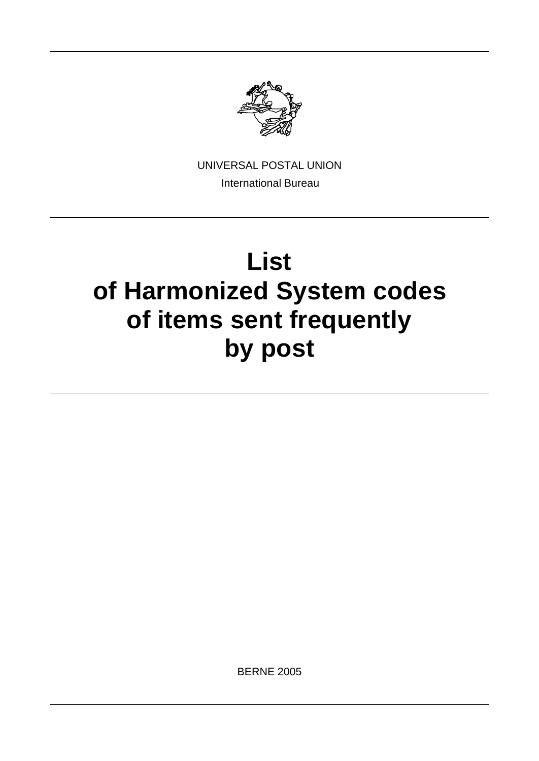UNIVERSAL POSTAL UNION

International Bureau

# List of Harmonized System codes of items sent frequently by post

BERNE 2005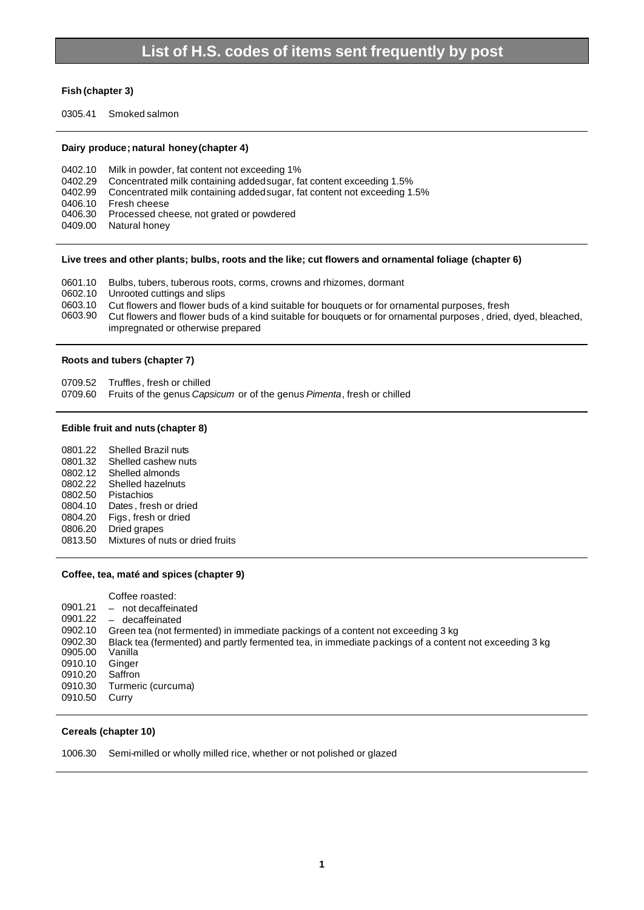# List of H.S. codes of items sent frequently by post

**Fish (chapter 3)**

0305.41 Smoked salmon

---

**Dairy produce; natural honey (chapter 4)**

0402.10 Milk in powder, fat content not exceeding 1%
0402.29 Concentrated milk containing added sugar, fat content exceeding 1.5%
0402.99 Concentrated milk containing added sugar, fat content not exceeding 1.5%
0406.10 Fresh cheese
0406.30 Processed cheese, not grated or powdered
0409.00 Natural honey

---

**Live trees and other plants; bulbs, roots and the like; cut flowers and ornamental foliage (chapter 6)**

0601.10 Bulbs, tubers, tuberous roots, corms, crowns and rhizomes, dormant
0602.10 Unrooted cuttings and slips
0603.10 Cut flowers and flower buds of a kind suitable for bouquets or for ornamental purposes, fresh
0603.90 Cut flowers and flower buds of a kind suitable for bouquets or for ornamental purposes, dried, dyed, bleached, impregnated or otherwise prepared

---

**Roots and tubers (chapter 7)**

0709.52 Truffles, fresh or chilled
0709.60 Fruits of the genus *Capsicum* or of the genus *Pimenta*, fresh or chilled

---

**Edible fruit and nuts (chapter 8)**

0801.22 Shelled Brazil nuts
0801.32 Shelled cashew nuts
0802.12 Shelled almonds
0802.22 Shelled hazelnuts
0802.50 Pistachios
0804.10 Dates, fresh or dried
0804.20 Figs, fresh or dried
0806.20 Dried grapes
0813.50 Mixtures of nuts or dried fruits

---

**Coffee, tea, maté and spices (chapter 9)**

Coffee roasted:
0901.21 – not decaffeinated
0901.22 – decaffeinated
0902.10 Green tea (not fermented) in immediate packings of a content not exceeding 3 kg
0902.30 Black tea (fermented) and partly fermented tea, in immediate packings of a content not exceeding 3 kg
0905.00 Vanilla
0910.10 Ginger
0910.20 Saffron
0910.30 Turmeric (curcuma)
0910.50 Curry

---

**Cereals (chapter 10)**

1006.30 Semi-milled or wholly milled rice, whether or not polished or glazed

---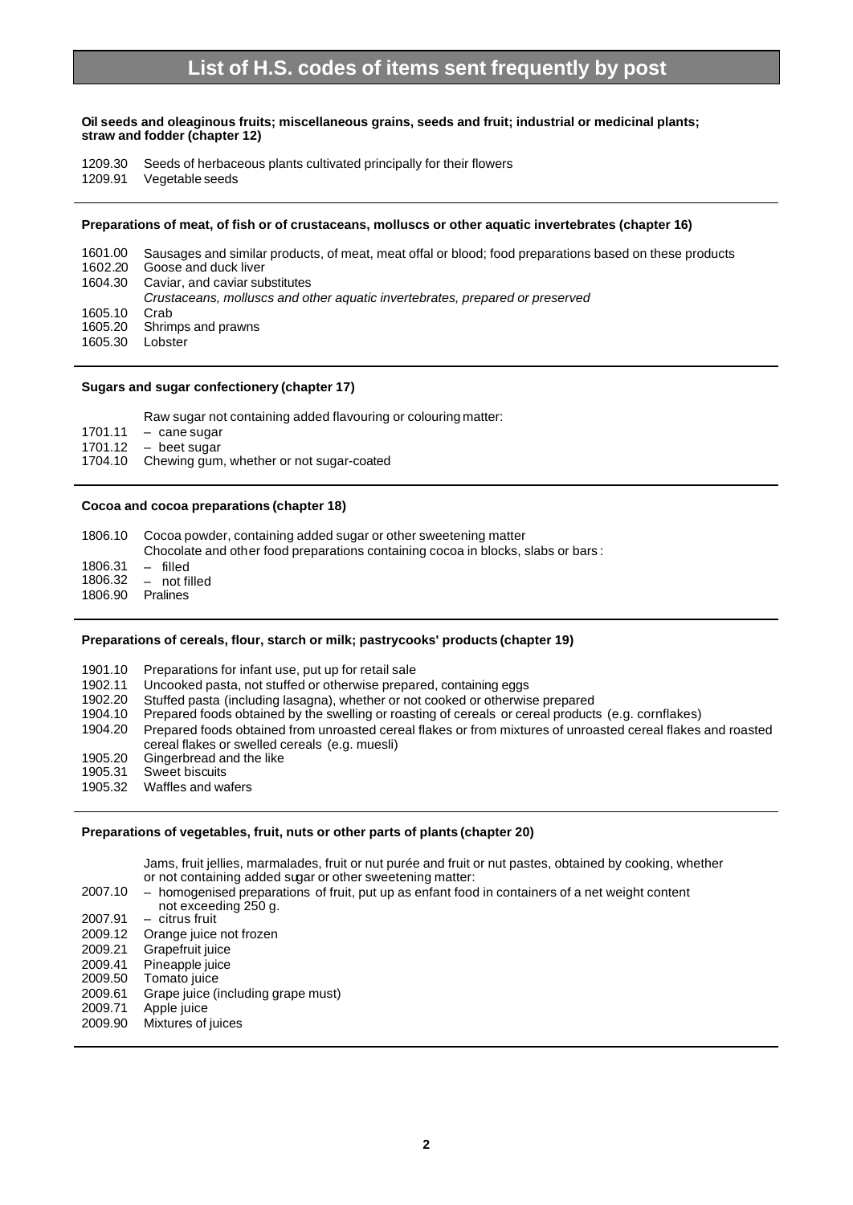# List of H.S. codes of items sent frequently by post

**Oil seeds and oleaginous fruits; miscellaneous grains, seeds and fruit; industrial or medicinal plants; straw and fodder (chapter 12)**

1209.30 Seeds of herbaceous plants cultivated principally for their flowers
1209.91 Vegetable seeds

**Preparations of meat, of fish or of crustaceans, molluscs or other aquatic invertebrates (chapter 16)**

1601.00 Sausages and similar products, of meat, meat offal or blood; food preparations based on these products
1602.20 Goose and duck liver
1604.30 Caviar, and caviar substitutes
*Crustaceans, molluscs and other aquatic invertebrates, prepared or preserved*
1605.10 Crab
1605.20 Shrimps and prawns
1605.30 Lobster

**Sugars and sugar confectionery (chapter 17)**

Raw sugar not containing added flavouring or colouring matter:
1701.11 – cane sugar
1701.12 – beet sugar
1704.10 Chewing gum, whether or not sugar-coated

**Cocoa and cocoa preparations (chapter 18)**

1806.10 Cocoa powder, containing added sugar or other sweetening matter
Chocolate and other food preparations containing cocoa in blocks, slabs or bars:
1806.31 – filled
1806.32 – not filled
1806.90 Pralines

**Preparations of cereals, flour, starch or milk; pastrycooks' products (chapter 19)**

1901.10 Preparations for infant use, put up for retail sale
1902.11 Uncooked pasta, not stuffed or otherwise prepared, containing eggs
1902.20 Stuffed pasta (including lasagna), whether or not cooked or otherwise prepared
1904.10 Prepared foods obtained by the swelling or roasting of cereals or cereal products (e.g. cornflakes)
1904.20 Prepared foods obtained from unroasted cereal flakes or from mixtures of unroasted cereal flakes and roasted cereal flakes or swelled cereals (e.g. muesli)
1905.20 Gingerbread and the like
1905.31 Sweet biscuits
1905.32 Waffles and wafers

**Preparations of vegetables, fruit, nuts or other parts of plants (chapter 20)**

Jams, fruit jellies, marmalades, fruit or nut purée and fruit or nut pastes, obtained by cooking, whether or not containing added sugar or other sweetening matter:
2007.10 – homogenised preparations of fruit, put up as enfant food in containers of a net weight content not exceeding 250 g.
2007.91 – citrus fruit
2009.12 Orange juice not frozen
2009.21 Grapefruit juice
2009.41 Pineapple juice
2009.50 Tomato juice
2009.61 Grape juice (including grape must)
2009.71 Apple juice
2009.90 Mixtures of juices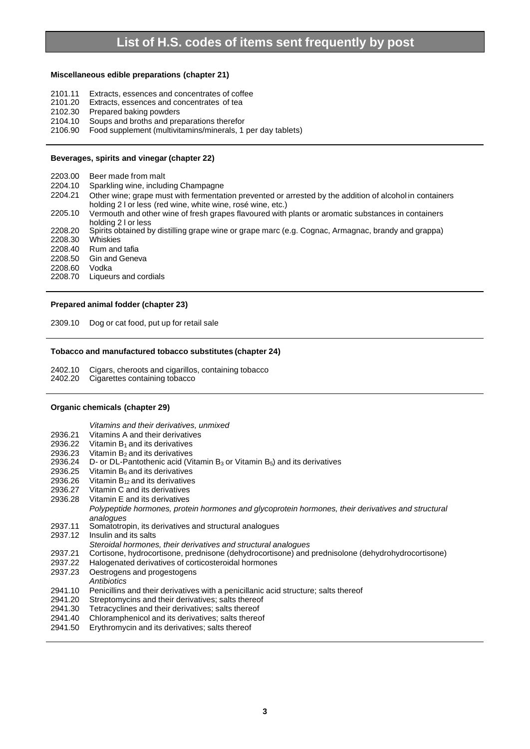# List of H.S. codes of items sent frequently by post

**Miscellaneous edible preparations (chapter 21)**

| | |
|---|---|
| 2101.11 | Extracts, essences and concentrates of coffee |
| 2101.20 | Extracts, essences and concentrates of tea |
| 2102.30 | Prepared baking powders |
| 2104.10 | Soups and broths and preparations therefor |
| 2106.90 | Food supplement (multivitamins/minerals, 1 per day tablets) |

**Beverages, spirits and vinegar (chapter 22)**

| | |
|---|---|
| 2203.00 | Beer made from malt |
| 2204.10 | Sparkling wine, including Champagne |
| 2204.21 | Other wine; grape must with fermentation prevented or arrested by the addition of alcohol in containers holding 2 l or less (red wine, white wine, rosé wine, etc.) |
| 2205.10 | Vermouth and other wine of fresh grapes flavoured with plants or aromatic substances in containers holding 2 l or less |
| 2208.20 | Spirits obtained by distilling grape wine or grape marc (e.g. Cognac, Armagnac, brandy and grappa) |
| 2208.30 | Whiskies |
| 2208.40 | Rum and tafia |
| 2208.50 | Gin and Geneva |
| 2208.60 | Vodka |
| 2208.70 | Liqueurs and cordials |

**Prepared animal fodder (chapter 23)**

| | |
|---|---|
| 2309.10 | Dog or cat food, put up for retail sale |

**Tobacco and manufactured tobacco substitutes (chapter 24)**

| | |
|---|---|
| 2402.10 | Cigars, cheroots and cigarillos, containing tobacco |
| 2402.20 | Cigarettes containing tobacco |

**Organic chemicals (chapter 29)**

| | |
|---|---|
| | *Vitamins and their derivatives, unmixed* |
| 2936.21 | Vitamins A and their derivatives |
| 2936.22 | Vitamin $B_1$ and its derivatives |
| 2936.23 | Vitamin $B_2$ and its derivatives |
| 2936.24 | D- or DL-Pantothenic acid (Vitamin $B_3$ or Vitamin $B_5$) and its derivatives |
| 2936.25 | Vitamin $B_6$ and its derivatives |
| 2936.26 | Vitamin $B_{12}$ and its derivatives |
| 2936.27 | Vitamin C and its derivatives |
| 2936.28 | Vitamin E and its derivatives |
| | *Polypeptide hormones, protein hormones and glycoprotein hormones, their derivatives and structural analogues* |
| 2937.11 | Somatotropin, its derivatives and structural analogues |
| 2937.12 | Insulin and its salts |
| | *Steroidal hormones, their derivatives and structural analogues* |
| 2937.21 | Cortisone, hydrocortisone, prednisone (dehydrocortisone) and prednisolone (dehydrohydrocortisone) |
| 2937.22 | Halogenated derivatives of corticosteroidal hormones |
| 2937.23 | Oestrogens and progestogens |
| | *Antibiotics* |
| 2941.10 | Penicillins and their derivatives with a penicillanic acid structure; salts thereof |
| 2941.20 | Streptomycins and their derivatives; salts thereof |
| 2941.30 | Tetracyclines and their derivatives; salts thereof |
| 2941.40 | Chloramphenicol and its derivatives; salts thereof |
| 2941.50 | Erythromycin and its derivatives; salts thereof |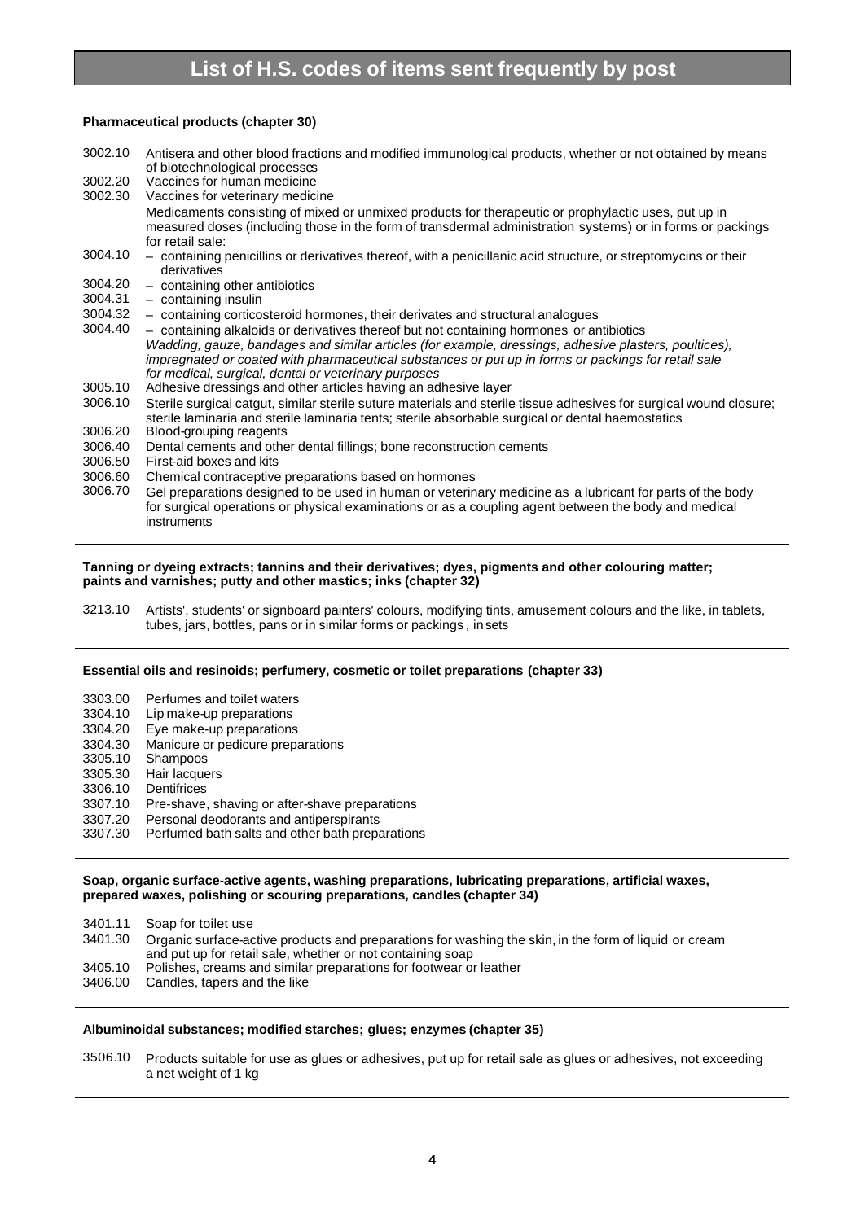# List of H.S. codes of items sent frequently by post

**Pharmaceutical products (chapter 30)**

| | |
|---|---|
| 3002.10 | Antisera and other blood fractions and modified immunological products, whether or not obtained by means of biotechnological processes |
| 3002.20 | Vaccines for human medicine |
| 3002.30 | Vaccines for veterinary medicine |
| | Medicaments consisting of mixed or unmixed products for therapeutic or prophylactic uses, put up in measured doses (including those in the form of transdermal administration systems) or in forms or packings for retail sale: |
| 3004.10 | – containing penicillins or derivatives thereof, with a penicillanic acid structure, or streptomycins or their derivatives |
| 3004.20 | – containing other antibiotics |
| 3004.31 | – containing insulin |
| 3004.32 | – containing corticosteroid hormones, their derivates and structural analogues |
| 3004.40 | – containing alkaloids or derivatives thereof but not containing hormones or antibiotics |
| | *Wadding, gauze, bandages and similar articles (for example, dressings, adhesive plasters, poultices), impregnated or coated with pharmaceutical substances or put up in forms or packings for retail sale for medical, surgical, dental or veterinary purposes* |
| 3005.10 | Adhesive dressings and other articles having an adhesive layer |
| 3006.10 | Sterile surgical catgut, similar sterile suture materials and sterile tissue adhesives for surgical wound closure; sterile laminaria and sterile laminaria tents; sterile absorbable surgical or dental haemostatics |
| 3006.20 | Blood-grouping reagents |
| 3006.40 | Dental cements and other dental fillings; bone reconstruction cements |
| 3006.50 | First-aid boxes and kits |
| 3006.60 | Chemical contraceptive preparations based on hormones |
| 3006.70 | Gel preparations designed to be used in human or veterinary medicine as a lubricant for parts of the body for surgical operations or physical examinations or as a coupling agent between the body and medical instruments |

**Tanning or dyeing extracts; tannins and their derivatives; dyes, pigments and other colouring matter; paints and varnishes; putty and other mastics; inks (chapter 32)**

| | |
|---|---|
| 3213.10 | Artists', students' or signboard painters' colours, modifying tints, amusement colours and the like, in tablets, tubes, jars, bottles, pans or in similar forms or packings, in sets |

**Essential oils and resinoids; perfumery, cosmetic or toilet preparations (chapter 33)**

| | |
|---|---|
| 3303.00 | Perfumes and toilet waters |
| 3304.10 | Lip make-up preparations |
| 3304.20 | Eye make-up preparations |
| 3304.30 | Manicure or pedicure preparations |
| 3305.10 | Shampoos |
| 3305.30 | Hair lacquers |
| 3306.10 | Dentifrices |
| 3307.10 | Pre-shave, shaving or after-shave preparations |
| 3307.20 | Personal deodorants and antiperspirants |
| 3307.30 | Perfumed bath salts and other bath preparations |

**Soap, organic surface-active agents, washing preparations, lubricating preparations, artificial waxes, prepared waxes, polishing or scouring preparations, candles (chapter 34)**

| | |
|---|---|
| 3401.11 | Soap for toilet use |
| 3401.30 | Organic surface-active products and preparations for washing the skin, in the form of liquid or cream and put up for retail sale, whether or not containing soap |
| 3405.10 | Polishes, creams and similar preparations for footwear or leather |
| 3406.00 | Candles, tapers and the like |

**Albuminoidal substances; modified starches; glues; enzymes (chapter 35)**

| | |
|---|---|
| 3506.10 | Products suitable for use as glues or adhesives, put up for retail sale as glues or adhesives, not exceeding a net weight of 1 kg |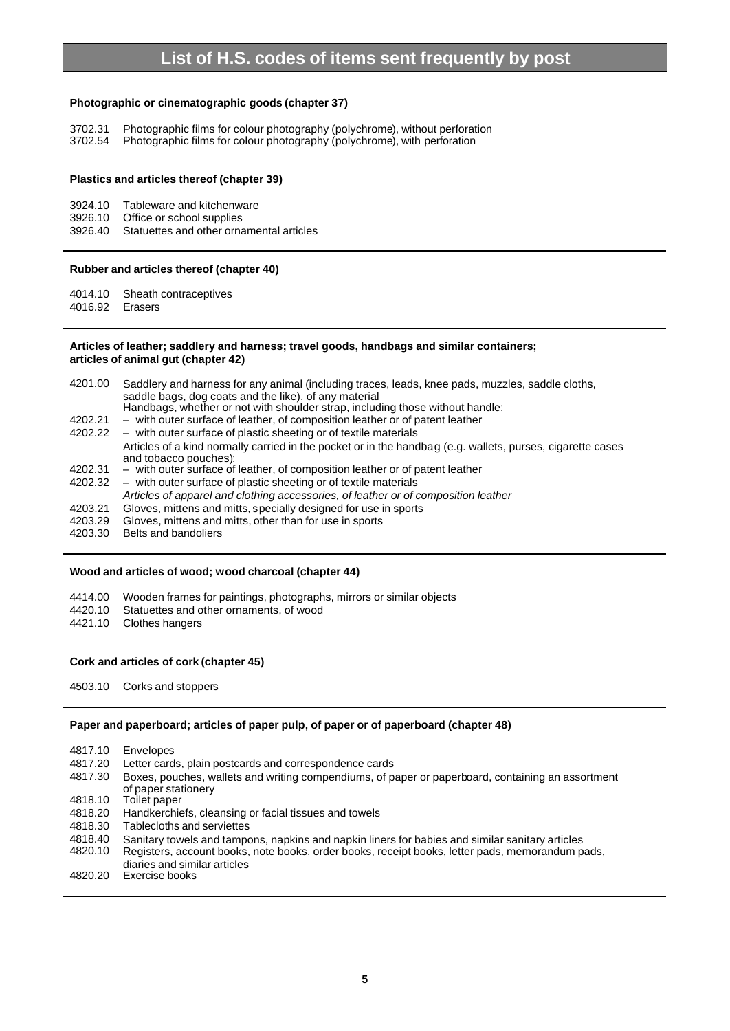# List of H.S. codes of items sent frequently by post

**Photographic or cinematographic goods (chapter 37)**

| | |
|---|---|
| 3702.31 | Photographic films for colour photography (polychrome), without perforation |
| 3702.54 | Photographic films for colour photography (polychrome), with perforation |

**Plastics and articles thereof (chapter 39)**

| | |
|---|---|
| 3924.10 | Tableware and kitchenware |
| 3926.10 | Office or school supplies |
| 3926.40 | Statuettes and other ornamental articles |

**Rubber and articles thereof (chapter 40)**

| | |
|---|---|
| 4014.10 | Sheath contraceptives |
| 4016.92 | Erasers |

**Articles of leather; saddlery and harness; travel goods, handbags and similar containers; articles of animal gut (chapter 42)**

| | |
|---|---|
| 4201.00 | Saddlery and harness for any animal (including traces, leads, knee pads, muzzles, saddle cloths, saddle bags, dog coats and the like), of any material |
| | Handbags, whether or not with shoulder strap, including those without handle: |
| 4202.21 | – with outer surface of leather, of composition leather or of patent leather |
| 4202.22 | – with outer surface of plastic sheeting or of textile materials |
| | Articles of a kind normally carried in the pocket or in the handbag (e.g. wallets, purses, cigarette cases and tobacco pouches): |
| 4202.31 | – with outer surface of leather, of composition leather or of patent leather |
| 4202.32 | – with outer surface of plastic sheeting or of textile materials |
| | *Articles of apparel and clothing accessories, of leather or of composition leather* |
| 4203.21 | Gloves, mittens and mitts, specially designed for use in sports |
| 4203.29 | Gloves, mittens and mitts, other than for use in sports |
| 4203.30 | Belts and bandoliers |

**Wood and articles of wood; wood charcoal (chapter 44)**

| | |
|---|---|
| 4414.00 | Wooden frames for paintings, photographs, mirrors or similar objects |
| 4420.10 | Statuettes and other ornaments, of wood |
| 4421.10 | Clothes hangers |

**Cork and articles of cork (chapter 45)**

| | |
|---|---|
| 4503.10 | Corks and stoppers |

**Paper and paperboard; articles of paper pulp, of paper or of paperboard (chapter 48)**

| | |
|---|---|
| 4817.10 | Envelopes |
| 4817.20 | Letter cards, plain postcards and correspondence cards |
| 4817.30 | Boxes, pouches, wallets and writing compendiums, of paper or paperboard, containing an assortment of paper stationery |
| 4818.10 | Toilet paper |
| 4818.20 | Handkerchiefs, cleansing or facial tissues and towels |
| 4818.30 | Tablecloths and serviettes |
| 4818.40 | Sanitary towels and tampons, napkins and napkin liners for babies and similar sanitary articles |
| 4820.10 | Registers, account books, note books, order books, receipt books, letter pads, memorandum pads, diaries and similar articles |
| 4820.20 | Exercise books |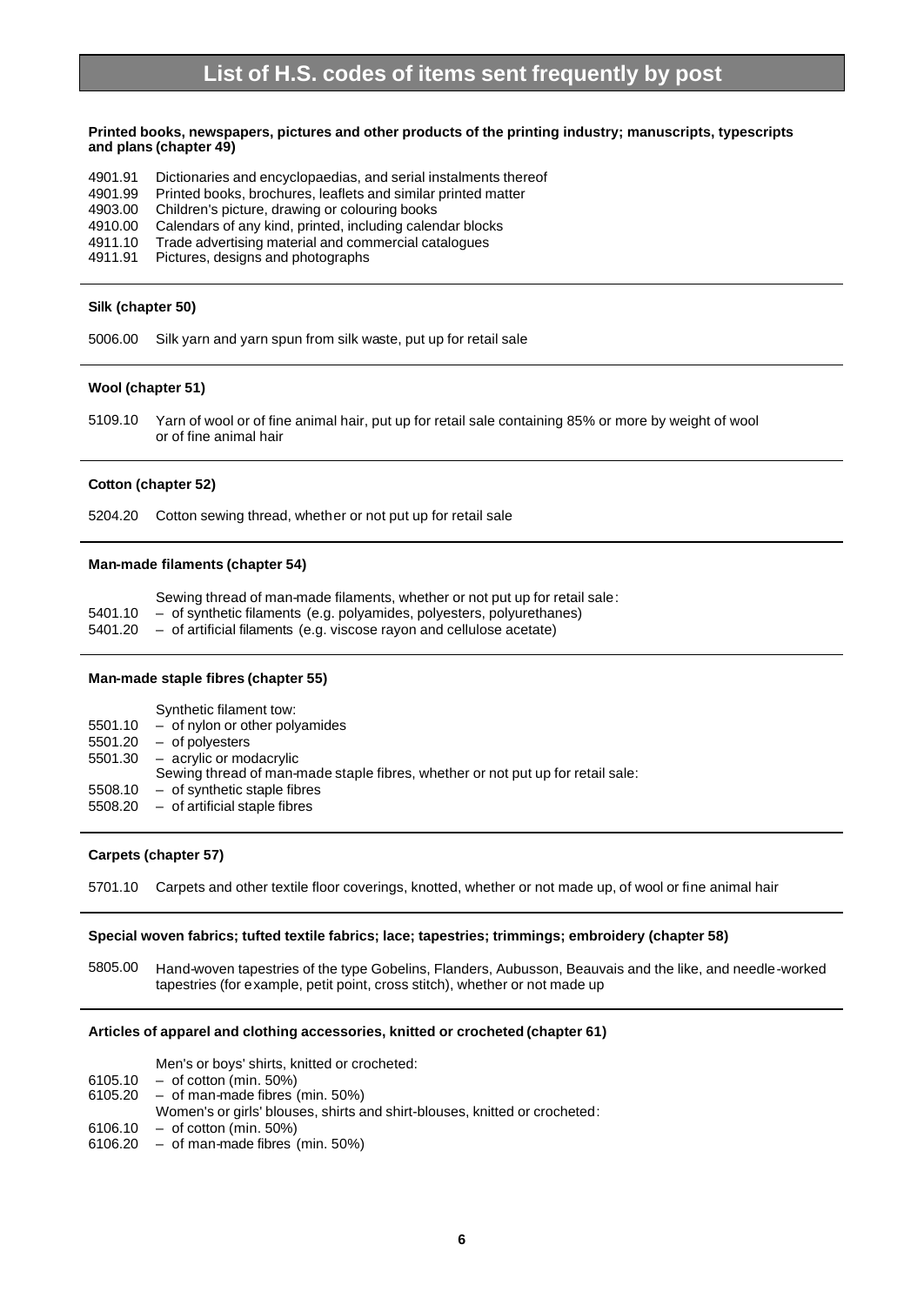# List of H.S. codes of items sent frequently by post

**Printed books, newspapers, pictures and other products of the printing industry; manuscripts, typescripts and plans (chapter 49)**

4901.91 Dictionaries and encyclopaedias, and serial instalments thereof
4901.99 Printed books, brochures, leaflets and similar printed matter
4903.00 Children's picture, drawing or colouring books
4910.00 Calendars of any kind, printed, including calendar blocks
4911.10 Trade advertising material and commercial catalogues
4911.91 Pictures, designs and photographs

---

**Silk (chapter 50)**

5006.00 Silk yarn and yarn spun from silk waste, put up for retail sale

---

**Wool (chapter 51)**

5109.10 Yarn of wool or of fine animal hair, put up for retail sale containing 85% or more by weight of wool or of fine animal hair

---

**Cotton (chapter 52)**

5204.20 Cotton sewing thread, whether or not put up for retail sale

---

**Man-made filaments (chapter 54)**

Sewing thread of man-made filaments, whether or not put up for retail sale:
5401.10 – of synthetic filaments (e.g. polyamides, polyesters, polyurethanes)
5401.20 – of artificial filaments (e.g. viscose rayon and cellulose acetate)

---

**Man-made staple fibres (chapter 55)**

Synthetic filament tow:
5501.10 – of nylon or other polyamides
5501.20 – of polyesters
5501.30 – acrylic or modacrylic
Sewing thread of man-made staple fibres, whether or not put up for retail sale:
5508.10 – of synthetic staple fibres
5508.20 – of artificial staple fibres

---

**Carpets (chapter 57)**

5701.10 Carpets and other textile floor coverings, knotted, whether or not made up, of wool or fine animal hair

---

**Special woven fabrics; tufted textile fabrics; lace; tapestries; trimmings; embroidery (chapter 58)**

5805.00 Hand-woven tapestries of the type Gobelins, Flanders, Aubusson, Beauvais and the like, and needle-worked tapestries (for example, petit point, cross stitch), whether or not made up

---

**Articles of apparel and clothing accessories, knitted or crocheted (chapter 61)**

Men's or boys' shirts, knitted or crocheted:
6105.10 – of cotton (min. 50%)
6105.20 – of man-made fibres (min. 50%)
Women's or girls' blouses, shirts and shirt-blouses, knitted or crocheted:
6106.10 – of cotton (min. 50%)
6106.20 – of man-made fibres (min. 50%)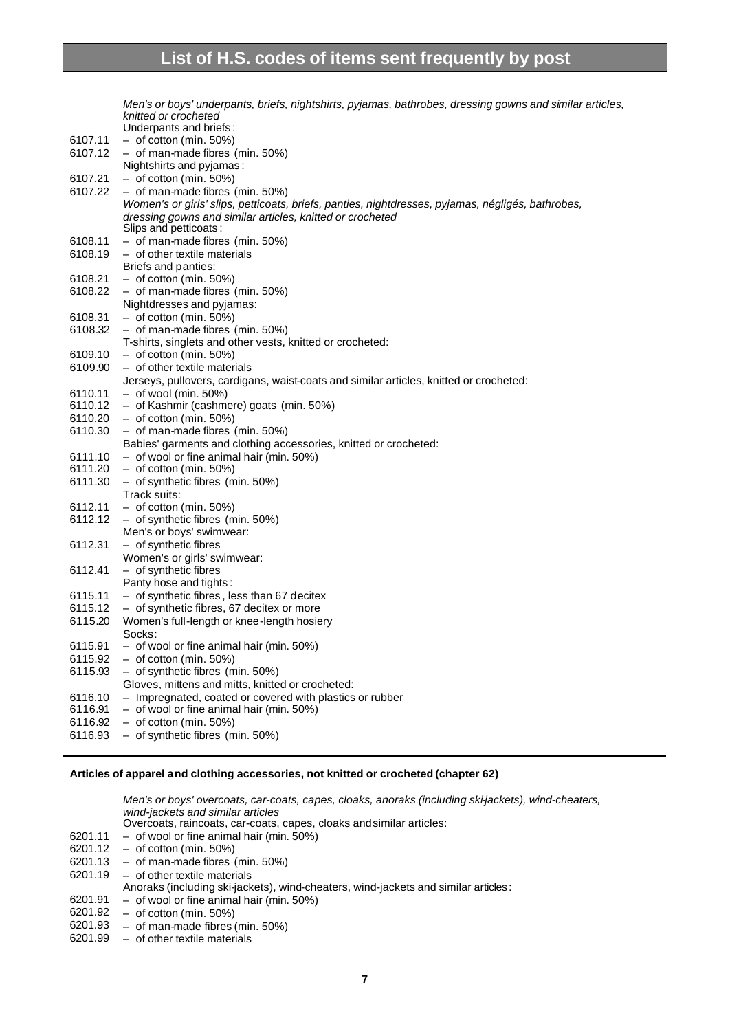# List of H.S. codes of items sent frequently by post

| | |
|---|---|
| | *Men's or boys' underpants, briefs, nightshirts, pyjamas, bathrobes, dressing gowns and similar articles, knitted or crocheted* |
| | Underpants and briefs: |
| 6107.11 | – of cotton (min. 50%) |
| 6107.12 | – of man-made fibres (min. 50%) |
| | Nightshirts and pyjamas: |
| 6107.21 | – of cotton (min. 50%) |
| 6107.22 | – of man-made fibres (min. 50%) |
| | *Women's or girls' slips, petticoats, briefs, panties, nightdresses, pyjamas, négligés, bathrobes, dressing gowns and similar articles, knitted or crocheted* |
| | Slips and petticoats: |
| 6108.11 | – of man-made fibres (min. 50%) |
| 6108.19 | – of other textile materials |
| | Briefs and panties: |
| 6108.21 | – of cotton (min. 50%) |
| 6108.22 | – of man-made fibres (min. 50%) |
| | Nightdresses and pyjamas: |
| 6108.31 | – of cotton (min. 50%) |
| 6108.32 | – of man-made fibres (min. 50%) |
| | T-shirts, singlets and other vests, knitted or crocheted: |
| 6109.10 | – of cotton (min. 50%) |
| 6109.90 | – of other textile materials |
| | Jerseys, pullovers, cardigans, waist-coats and similar articles, knitted or crocheted: |
| 6110.11 | – of wool (min. 50%) |
| 6110.12 | – of Kashmir (cashmere) goats (min. 50%) |
| 6110.20 | – of cotton (min. 50%) |
| 6110.30 | – of man-made fibres (min. 50%) |
| | Babies' garments and clothing accessories, knitted or crocheted: |
| 6111.10 | – of wool or fine animal hair (min. 50%) |
| 6111.20 | – of cotton (min. 50%) |
| 6111.30 | – of synthetic fibres (min. 50%) |
| | Track suits: |
| 6112.11 | – of cotton (min. 50%) |
| 6112.12 | – of synthetic fibres (min. 50%) |
| | Men's or boys' swimwear: |
| 6112.31 | – of synthetic fibres |
| | Women's or girls' swimwear: |
| 6112.41 | – of synthetic fibres |
| | Panty hose and tights: |
| 6115.11 | – of synthetic fibres, less than 67 decitex |
| 6115.12 | – of synthetic fibres, 67 decitex or more |
| 6115.20 | Women's full-length or knee-length hosiery |
| | Socks: |
| 6115.91 | – of wool or fine animal hair (min. 50%) |
| 6115.92 | – of cotton (min. 50%) |
| 6115.93 | – of synthetic fibres (min. 50%) |
| | Gloves, mittens and mitts, knitted or crocheted: |
| 6116.10 | – Impregnated, coated or covered with plastics or rubber |
| 6116.91 | – of wool or fine animal hair (min. 50%) |
| 6116.92 | – of cotton (min. 50%) |
| 6116.93 | – of synthetic fibres (min. 50%) |

**Articles of apparel and clothing accessories, not knitted or crocheted (chapter 62)**

| | |
|---|---|
| | *Men's or boys' overcoats, car-coats, capes, cloaks, anoraks (including ski-jackets), wind-cheaters, wind-jackets and similar articles* |
| | Overcoats, raincoats, car-coats, capes, cloaks and similar articles: |
| 6201.11 | – of wool or fine animal hair (min. 50%) |
| 6201.12 | – of cotton (min. 50%) |
| 6201.13 | – of man-made fibres (min. 50%) |
| 6201.19 | – of other textile materials |
| | Anoraks (including ski-jackets), wind-cheaters, wind-jackets and similar articles: |
| 6201.91 | – of wool or fine animal hair (min. 50%) |
| 6201.92 | – of cotton (min. 50%) |
| 6201.93 | – of man-made fibres (min. 50%) |
| 6201.99 | – of other textile materials |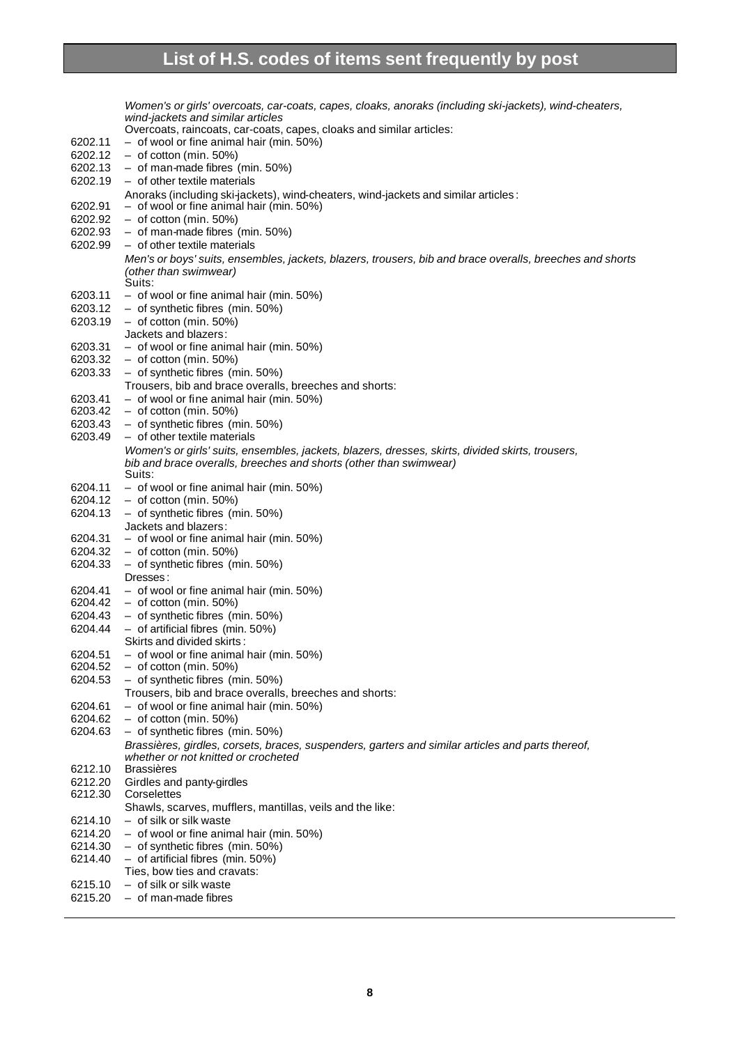# List of H.S. codes of items sent frequently by post

| | |
|---|---|
| | *Women's or girls' overcoats, car-coats, capes, cloaks, anoraks (including ski-jackets), wind-cheaters, wind-jackets and similar articles* |
| | Overcoats, raincoats, car-coats, capes, cloaks and similar articles: |
| 6202.11 | – of wool or fine animal hair (min. 50%) |
| 6202.12 | – of cotton (min. 50%) |
| 6202.13 | – of man-made fibres (min. 50%) |
| 6202.19 | – of other textile materials |
| | Anoraks (including ski-jackets), wind-cheaters, wind-jackets and similar articles: |
| 6202.91 | – of wool or fine animal hair (min. 50%) |
| 6202.92 | – of cotton (min. 50%) |
| 6202.93 | – of man-made fibres (min. 50%) |
| 6202.99 | – of other textile materials |
| | *Men's or boys' suits, ensembles, jackets, blazers, trousers, bib and brace overalls, breeches and shorts (other than swimwear)* |
| | Suits: |
| 6203.11 | – of wool or fine animal hair (min. 50%) |
| 6203.12 | – of synthetic fibres (min. 50%) |
| 6203.19 | – of cotton (min. 50%) |
| | Jackets and blazers: |
| 6203.31 | – of wool or fine animal hair (min. 50%) |
| 6203.32 | – of cotton (min. 50%) |
| 6203.33 | – of synthetic fibres (min. 50%) |
| | Trousers, bib and brace overalls, breeches and shorts: |
| 6203.41 | – of wool or fine animal hair (min. 50%) |
| 6203.42 | – of cotton (min. 50%) |
| 6203.43 | – of synthetic fibres (min. 50%) |
| 6203.49 | – of other textile materials |
| | *Women's or girls' suits, ensembles, jackets, blazers, dresses, skirts, divided skirts, trousers, bib and brace overalls, breeches and shorts (other than swimwear)* |
| | Suits: |
| 6204.11 | – of wool or fine animal hair (min. 50%) |
| 6204.12 | – of cotton (min. 50%) |
| 6204.13 | – of synthetic fibres (min. 50%) |
| | Jackets and blazers: |
| 6204.31 | – of wool or fine animal hair (min. 50%) |
| 6204.32 | – of cotton (min. 50%) |
| 6204.33 | – of synthetic fibres (min. 50%) |
| | Dresses: |
| 6204.41 | – of wool or fine animal hair (min. 50%) |
| 6204.42 | – of cotton (min. 50%) |
| 6204.43 | – of synthetic fibres (min. 50%) |
| 6204.44 | – of artificial fibres (min. 50%) |
| | Skirts and divided skirts: |
| 6204.51 | – of wool or fine animal hair (min. 50%) |
| 6204.52 | – of cotton (min. 50%) |
| 6204.53 | – of synthetic fibres (min. 50%) |
| | Trousers, bib and brace overalls, breeches and shorts: |
| 6204.61 | – of wool or fine animal hair (min. 50%) |
| 6204.62 | – of cotton (min. 50%) |
| 6204.63 | – of synthetic fibres (min. 50%) |
| | *Brassières, girdles, corsets, braces, suspenders, garters and similar articles and parts thereof, whether or not knitted or crocheted* |
| 6212.10 | Brassières |
| 6212.20 | Girdles and panty-girdles |
| 6212.30 | Corselettes |
| | Shawls, scarves, mufflers, mantillas, veils and the like: |
| 6214.10 | – of silk or silk waste |
| 6214.20 | – of wool or fine animal hair (min. 50%) |
| 6214.30 | – of synthetic fibres (min. 50%) |
| 6214.40 | – of artificial fibres (min. 50%) |
| | Ties, bow ties and cravats: |
| 6215.10 | – of silk or silk waste |
| 6215.20 | – of man-made fibres |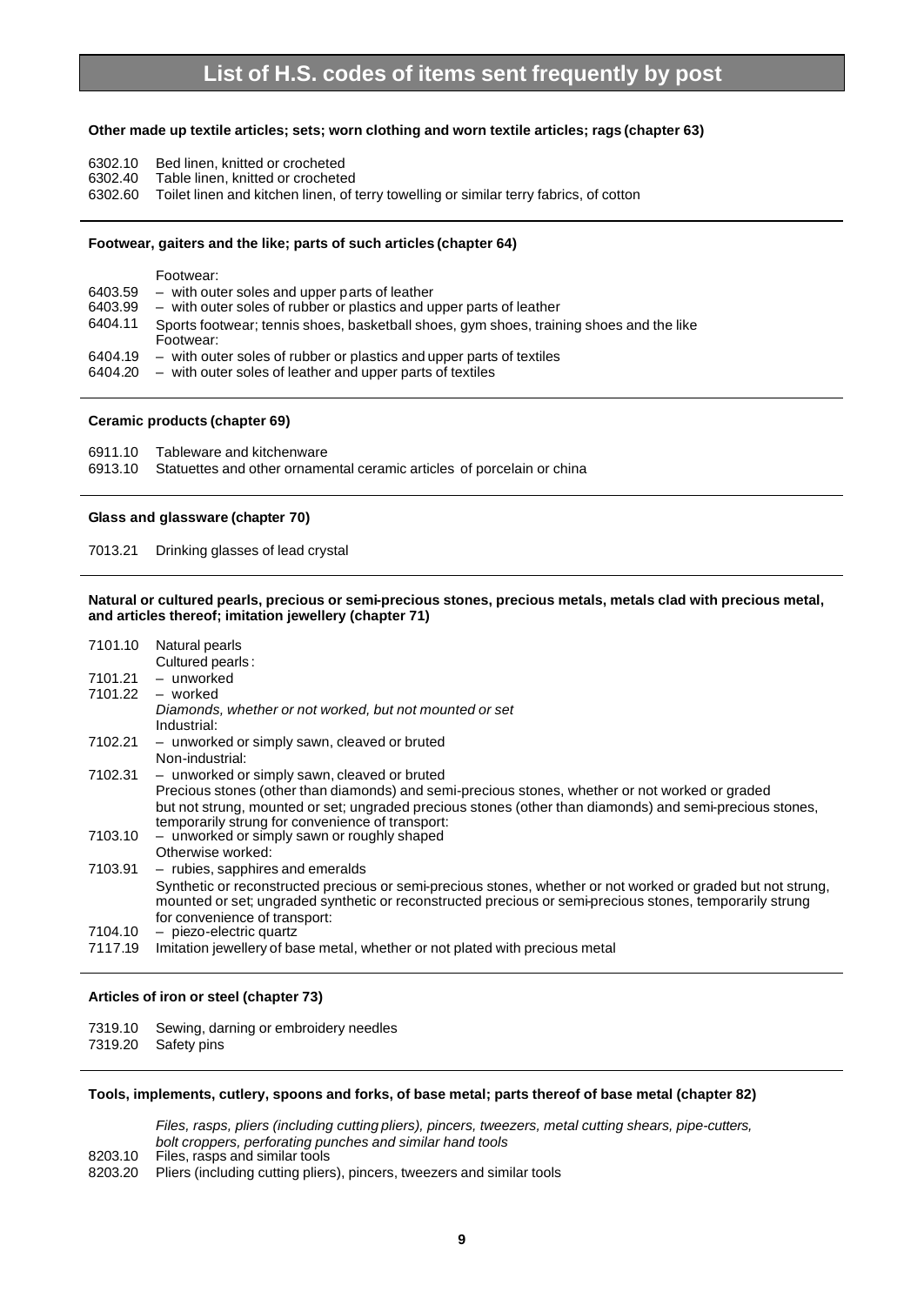# List of H.S. codes of items sent frequently by post

**Other made up textile articles; sets; worn clothing and worn textile articles; rags (chapter 63)**

| | |
|---|---|
| 6302.10 | Bed linen, knitted or crocheted |
| 6302.40 | Table linen, knitted or crocheted |
| 6302.60 | Toilet linen and kitchen linen, of terry towelling or similar terry fabrics, of cotton |

---

**Footwear, gaiters and the like; parts of such articles (chapter 64)**

| | |
|---|---|
| | Footwear: |
| 6403.59 | – with outer soles and upper parts of leather |
| 6403.99 | – with outer soles of rubber or plastics and upper parts of leather |
| 6404.11 | Sports footwear; tennis shoes, basketball shoes, gym shoes, training shoes and the like |
| | Footwear: |
| 6404.19 | – with outer soles of rubber or plastics and upper parts of textiles |
| 6404.20 | – with outer soles of leather and upper parts of textiles |

---

**Ceramic products (chapter 69)**

| | |
|---|---|
| 6911.10 | Tableware and kitchenware |
| 6913.10 | Statuettes and other ornamental ceramic articles of porcelain or china |

---

**Glass and glassware (chapter 70)**

| | |
|---|---|
| 7013.21 | Drinking glasses of lead crystal |

---

**Natural or cultured pearls, precious or semi-precious stones, precious metals, metals clad with precious metal, and articles thereof; imitation jewellery (chapter 71)**

| | |
|---|---|
| 7101.10 | Natural pearls |
| | Cultured pearls: |
| 7101.21 | – unworked |
| 7101.22 | – worked |
| | *Diamonds, whether or not worked, but not mounted or set* |
| | Industrial: |
| 7102.21 | – unworked or simply sawn, cleaved or bruted |
| | Non-industrial: |
| 7102.31 | – unworked or simply sawn, cleaved or bruted |
| | Precious stones (other than diamonds) and semi-precious stones, whether or not worked or graded but not strung, mounted or set; ungraded precious stones (other than diamonds) and semi-precious stones, temporarily strung for convenience of transport: |
| 7103.10 | – unworked or simply sawn or roughly shaped |
| | Otherwise worked: |
| 7103.91 | – rubies, sapphires and emeralds |
| | Synthetic or reconstructed precious or semi-precious stones, whether or not worked or graded but not strung, mounted or set; ungraded synthetic or reconstructed precious or semi-precious stones, temporarily strung for convenience of transport: |
| 7104.10 | – piezo-electric quartz |
| 7117.19 | Imitation jewellery of base metal, whether or not plated with precious metal |

---

**Articles of iron or steel (chapter 73)**

| | |
|---|---|
| 7319.10 | Sewing, darning or embroidery needles |
| 7319.20 | Safety pins |

---

**Tools, implements, cutlery, spoons and forks, of base metal; parts thereof of base metal (chapter 82)**

| | |
|---|---|
| | *Files, rasps, pliers (including cutting pliers), pincers, tweezers, metal cutting shears, pipe-cutters, bolt croppers, perforating punches and similar hand tools* |
| 8203.10 | Files, rasps and similar tools |
| 8203.20 | Pliers (including cutting pliers), pincers, tweezers and similar tools |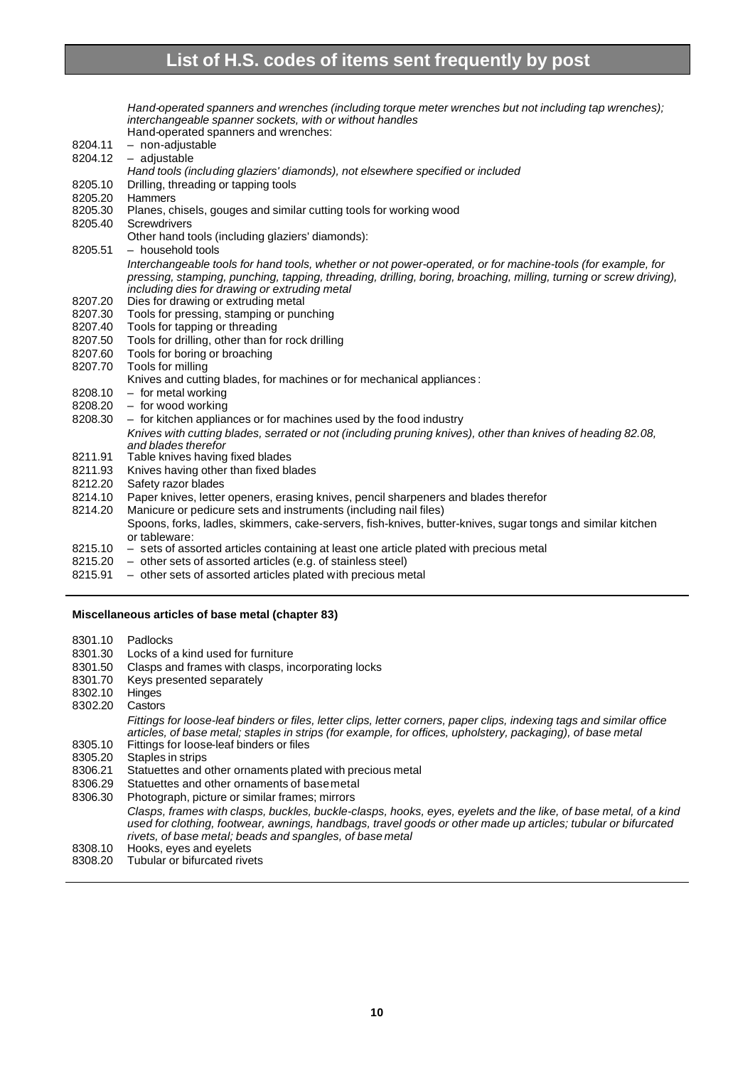# List of H.S. codes of items sent frequently by post

| | |
|---|---|
| | *Hand-operated spanners and wrenches (including torque meter wrenches but not including tap wrenches); interchangeable spanner sockets, with or without handles* |
| | Hand-operated spanners and wrenches: |
| 8204.11 | – non-adjustable |
| 8204.12 | – adjustable |
| | *Hand tools (including glaziers' diamonds), not elsewhere specified or included* |
| 8205.10 | Drilling, threading or tapping tools |
| 8205.20 | Hammers |
| 8205.30 | Planes, chisels, gouges and similar cutting tools for working wood |
| 8205.40 | Screwdrivers |
| | Other hand tools (including glaziers' diamonds): |
| 8205.51 | – household tools |
| | *Interchangeable tools for hand tools, whether or not power-operated, or for machine-tools (for example, for pressing, stamping, punching, tapping, threading, drilling, boring, broaching, milling, turning or screw driving), including dies for drawing or extruding metal* |
| 8207.20 | Dies for drawing or extruding metal |
| 8207.30 | Tools for pressing, stamping or punching |
| 8207.40 | Tools for tapping or threading |
| 8207.50 | Tools for drilling, other than for rock drilling |
| 8207.60 | Tools for boring or broaching |
| 8207.70 | Tools for milling |
| | Knives and cutting blades, for machines or for mechanical appliances: |
| 8208.10 | – for metal working |
| 8208.20 | – for wood working |
| 8208.30 | – for kitchen appliances or for machines used by the food industry |
| | *Knives with cutting blades, serrated or not (including pruning knives), other than knives of heading 82.08, and blades therefor* |
| 8211.91 | Table knives having fixed blades |
| 8211.93 | Knives having other than fixed blades |
| 8212.20 | Safety razor blades |
| 8214.10 | Paper knives, letter openers, erasing knives, pencil sharpeners and blades therefor |
| 8214.20 | Manicure or pedicure sets and instruments (including nail files) |
| | Spoons, forks, ladles, skimmers, cake-servers, fish-knives, butter-knives, sugar tongs and similar kitchen or tableware: |
| 8215.10 | – sets of assorted articles containing at least one article plated with precious metal |
| 8215.20 | – other sets of assorted articles (e.g. of stainless steel) |
| 8215.91 | – other sets of assorted articles plated with precious metal |

**Miscellaneous articles of base metal (chapter 83)**

| | |
|---|---|
| 8301.10 | Padlocks |
| 8301.30 | Locks of a kind used for furniture |
| 8301.50 | Clasps and frames with clasps, incorporating locks |
| 8301.70 | Keys presented separately |
| 8302.10 | Hinges |
| 8302.20 | Castors |
| | *Fittings for loose-leaf binders or files, letter clips, letter corners, paper clips, indexing tags and similar office articles, of base metal; staples in strips (for example, for offices, upholstery, packaging), of base metal* |
| 8305.10 | Fittings for loose-leaf binders or files |
| 8305.20 | Staples in strips |
| 8306.21 | Statuettes and other ornaments plated with precious metal |
| 8306.29 | Statuettes and other ornaments of base metal |
| 8306.30 | Photograph, picture or similar frames; mirrors |
| | *Clasps, frames with clasps, buckles, buckle-clasps, hooks, eyes, eyelets and the like, of base metal, of a kind used for clothing, footwear, awnings, handbags, travel goods or other made up articles; tubular or bifurcated rivets, of base metal; beads and spangles, of base metal* |
| 8308.10 | Hooks, eyes and eyelets |
| 8308.20 | Tubular or bifurcated rivets |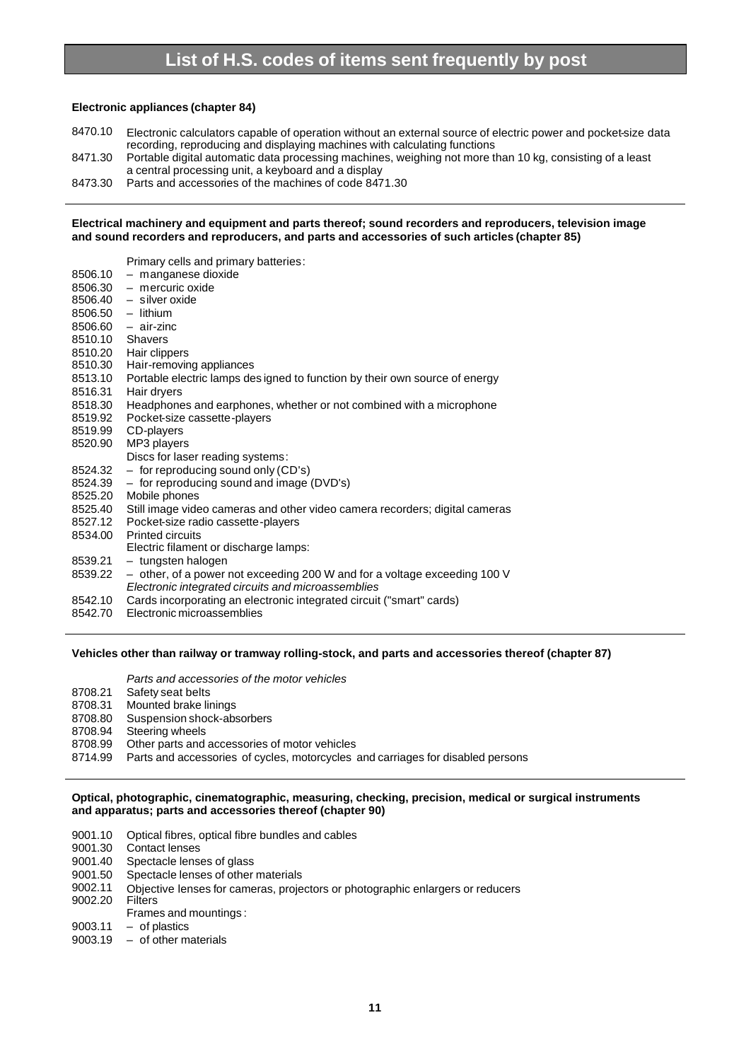# List of H.S. codes of items sent frequently by post

**Electronic appliances (chapter 84)**

| | |
|---|---|
| 8470.10 | Electronic calculators capable of operation without an external source of electric power and pocket-size data recording, reproducing and displaying machines with calculating functions |
| 8471.30 | Portable digital automatic data processing machines, weighing not more than 10 kg, consisting of a least a central processing unit, a keyboard and a display |
| 8473.30 | Parts and accessories of the machines of code 8471.30 |

**Electrical machinery and equipment and parts thereof; sound recorders and reproducers, television image and sound recorders and reproducers, and parts and accessories of such articles (chapter 85)**

| | |
|---|---|
| | Primary cells and primary batteries: |
| 8506.10 | – manganese dioxide |
| 8506.30 | – mercuric oxide |
| 8506.40 | – silver oxide |
| 8506.50 | – lithium |
| 8506.60 | – air-zinc |
| 8510.10 | Shavers |
| 8510.20 | Hair clippers |
| 8510.30 | Hair-removing appliances |
| 8513.10 | Portable electric lamps designed to function by their own source of energy |
| 8516.31 | Hair dryers |
| 8518.30 | Headphones and earphones, whether or not combined with a microphone |
| 8519.92 | Pocket-size cassette-players |
| 8519.99 | CD-players |
| 8520.90 | MP3 players |
| | Discs for laser reading systems: |
| 8524.32 | – for reproducing sound only (CD's) |
| 8524.39 | – for reproducing sound and image (DVD's) |
| 8525.20 | Mobile phones |
| 8525.40 | Still image video cameras and other video camera recorders; digital cameras |
| 8527.12 | Pocket-size radio cassette-players |
| 8534.00 | Printed circuits |
| | Electric filament or discharge lamps: |
| 8539.21 | – tungsten halogen |
| 8539.22 | – other, of a power not exceeding 200 W and for a voltage exceeding 100 V |
| | *Electronic integrated circuits and microassemblies* |
| 8542.10 | Cards incorporating an electronic integrated circuit ("smart" cards) |
| 8542.70 | Electronic microassemblies |

**Vehicles other than railway or tramway rolling-stock, and parts and accessories thereof (chapter 87)**

| | |
|---|---|
| | *Parts and accessories of the motor vehicles* |
| 8708.21 | Safety seat belts |
| 8708.31 | Mounted brake linings |
| 8708.80 | Suspension shock-absorbers |
| 8708.94 | Steering wheels |
| 8708.99 | Other parts and accessories of motor vehicles |
| 8714.99 | Parts and accessories of cycles, motorcycles and carriages for disabled persons |

**Optical, photographic, cinematographic, measuring, checking, precision, medical or surgical instruments and apparatus; parts and accessories thereof (chapter 90)**

| | |
|---|---|
| 9001.10 | Optical fibres, optical fibre bundles and cables |
| 9001.30 | Contact lenses |
| 9001.40 | Spectacle lenses of glass |
| 9001.50 | Spectacle lenses of other materials |
| 9002.11 | Objective lenses for cameras, projectors or photographic enlargers or reducers |
| 9002.20 | Filters |
| | Frames and mountings: |
| 9003.11 | – of plastics |
| 9003.19 | – of other materials |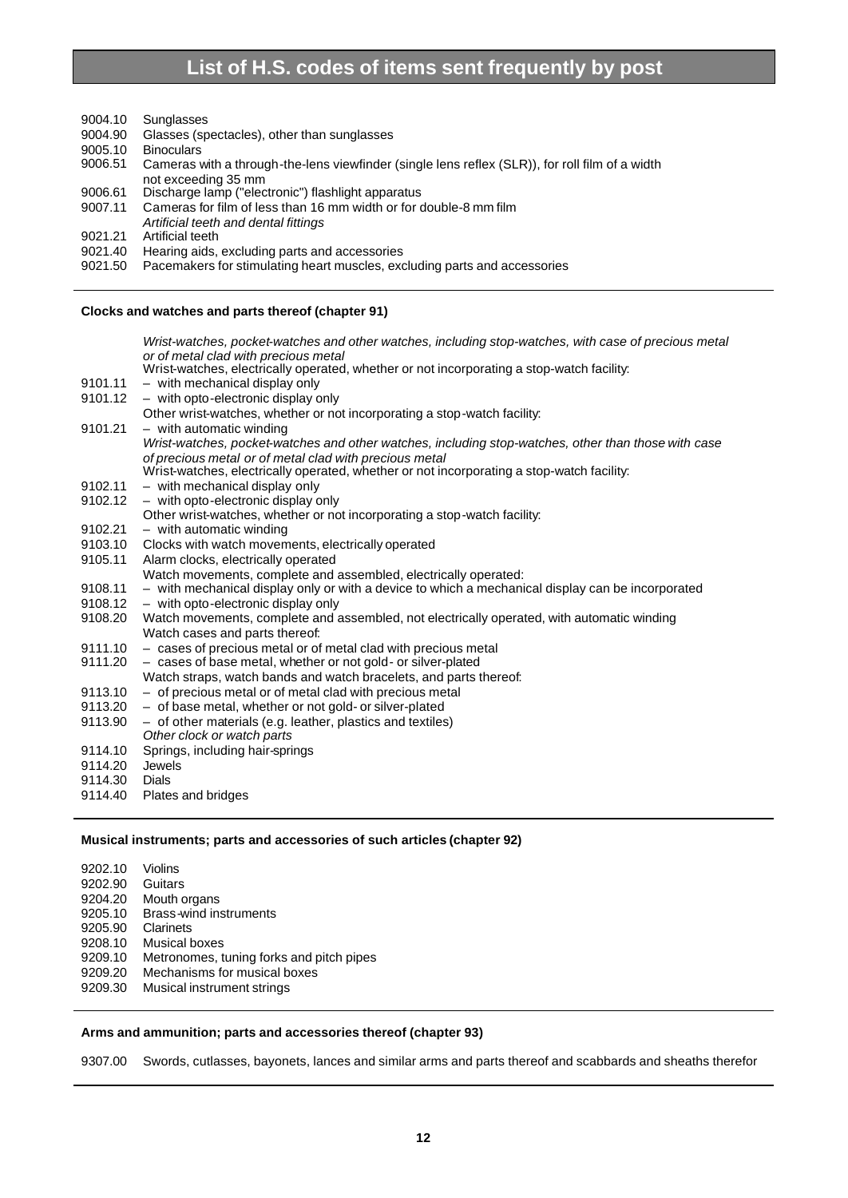# List of H.S. codes of items sent frequently by post

| | |
|---|---|
| 9004.10 | Sunglasses |
| 9004.90 | Glasses (spectacles), other than sunglasses |
| 9005.10 | Binoculars |
| 9006.51 | Cameras with a through-the-lens viewfinder (single lens reflex (SLR)), for roll film of a width not exceeding 35 mm |
| 9006.61 | Discharge lamp ("electronic") flashlight apparatus |
| 9007.11 | Cameras for film of less than 16 mm width or for double-8 mm film |
| | *Artificial teeth and dental fittings* |
| 9021.21 | Artificial teeth |
| 9021.40 | Hearing aids, excluding parts and accessories |
| 9021.50 | Pacemakers for stimulating heart muscles, excluding parts and accessories |

**Clocks and watches and parts thereof (chapter 91)**

| | |
|---|---|
| | *Wrist-watches, pocket-watches and other watches, including stop-watches, with case of precious metal or of metal clad with precious metal* |
| | Wrist-watches, electrically operated, whether or not incorporating a stop-watch facility: |
| 9101.11 | – with mechanical display only |
| 9101.12 | – with opto-electronic display only |
| | Other wrist-watches, whether or not incorporating a stop-watch facility: |
| 9101.21 | – with automatic winding |
| | *Wrist-watches, pocket-watches and other watches, including stop-watches, other than those with case of precious metal or of metal clad with precious metal* |
| | Wrist-watches, electrically operated, whether or not incorporating a stop-watch facility: |
| 9102.11 | – with mechanical display only |
| 9102.12 | – with opto-electronic display only |
| | Other wrist-watches, whether or not incorporating a stop-watch facility: |
| 9102.21 | – with automatic winding |
| 9103.10 | Clocks with watch movements, electrically operated |
| 9105.11 | Alarm clocks, electrically operated |
| | Watch movements, complete and assembled, electrically operated: |
| 9108.11 | – with mechanical display only or with a device to which a mechanical display can be incorporated |
| 9108.12 | – with opto-electronic display only |
| 9108.20 | Watch movements, complete and assembled, not electrically operated, with automatic winding |
| | Watch cases and parts thereof: |
| 9111.10 | – cases of precious metal or of metal clad with precious metal |
| 9111.20 | – cases of base metal, whether or not gold- or silver-plated |
| | Watch straps, watch bands and watch bracelets, and parts thereof: |
| 9113.10 | – of precious metal or of metal clad with precious metal |
| 9113.20 | – of base metal, whether or not gold- or silver-plated |
| 9113.90 | – of other materials (e.g. leather, plastics and textiles) |
| | *Other clock or watch parts* |
| 9114.10 | Springs, including hair-springs |
| 9114.20 | Jewels |
| 9114.30 | Dials |
| 9114.40 | Plates and bridges |

**Musical instruments; parts and accessories of such articles (chapter 92)**

| | |
|---|---|
| 9202.10 | Violins |
| 9202.90 | Guitars |
| 9204.20 | Mouth organs |
| 9205.10 | Brass-wind instruments |
| 9205.90 | Clarinets |
| 9208.10 | Musical boxes |
| 9209.10 | Metronomes, tuning forks and pitch pipes |
| 9209.20 | Mechanisms for musical boxes |
| 9209.30 | Musical instrument strings |

**Arms and ammunition; parts and accessories thereof (chapter 93)**

| | |
|---|---|
| 9307.00 | Swords, cutlasses, bayonets, lances and similar arms and parts thereof and scabbards and sheaths therefor |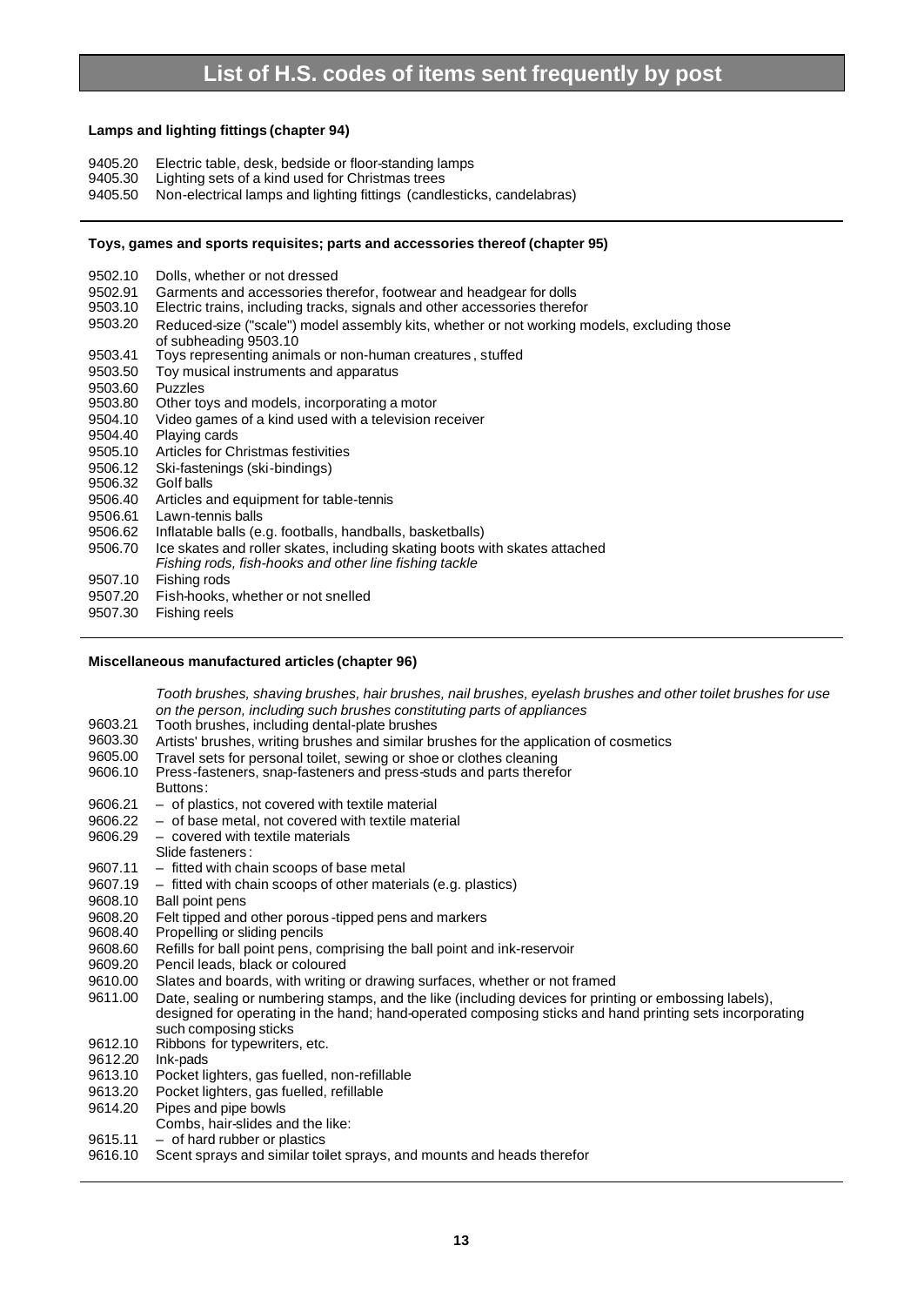# List of H.S. codes of items sent frequently by post

**Lamps and lighting fittings (chapter 94)**

| | |
|---|---|
| 9405.20 | Electric table, desk, bedside or floor-standing lamps |
| 9405.30 | Lighting sets of a kind used for Christmas trees |
| 9405.50 | Non-electrical lamps and lighting fittings (candlesticks, candelabras) |

**Toys, games and sports requisites; parts and accessories thereof (chapter 95)**

| | |
|---|---|
| 9502.10 | Dolls, whether or not dressed |
| 9502.91 | Garments and accessories therefor, footwear and headgear for dolls |
| 9503.10 | Electric trains, including tracks, signals and other accessories therefor |
| 9503.20 | Reduced-size ("scale") model assembly kits, whether or not working models, excluding those of subheading 9503.10 |
| 9503.41 | Toys representing animals or non-human creatures, stuffed |
| 9503.50 | Toy musical instruments and apparatus |
| 9503.60 | Puzzles |
| 9503.80 | Other toys and models, incorporating a motor |
| 9504.10 | Video games of a kind used with a television receiver |
| 9504.40 | Playing cards |
| 9505.10 | Articles for Christmas festivities |
| 9506.12 | Ski-fastenings (ski-bindings) |
| 9506.32 | Golf balls |
| 9506.40 | Articles and equipment for table-tennis |
| 9506.61 | Lawn-tennis balls |
| 9506.62 | Inflatable balls (e.g. footballs, handballs, basketballs) |
| 9506.70 | Ice skates and roller skates, including skating boots with skates attached |
| | *Fishing rods, fish-hooks and other line fishing tackle* |
| 9507.10 | Fishing rods |
| 9507.20 | Fish-hooks, whether or not snelled |
| 9507.30 | Fishing reels |

**Miscellaneous manufactured articles (chapter 96)**

| | |
|---|---|
| | *Tooth brushes, shaving brushes, hair brushes, nail brushes, eyelash brushes and other toilet brushes for use on the person, including such brushes constituting parts of appliances* |
| 9603.21 | Tooth brushes, including dental-plate brushes |
| 9603.30 | Artists' brushes, writing brushes and similar brushes for the application of cosmetics |
| 9605.00 | Travel sets for personal toilet, sewing or shoe or clothes cleaning |
| 9606.10 | Press-fasteners, snap-fasteners and press-studs and parts therefor |
| | Buttons: |
| 9606.21 | – of plastics, not covered with textile material |
| 9606.22 | – of base metal, not covered with textile material |
| 9606.29 | – covered with textile materials |
| | Slide fasteners: |
| 9607.11 | – fitted with chain scoops of base metal |
| 9607.19 | – fitted with chain scoops of other materials (e.g. plastics) |
| 9608.10 | Ball point pens |
| 9608.20 | Felt tipped and other porous-tipped pens and markers |
| 9608.40 | Propelling or sliding pencils |
| 9608.60 | Refills for ball point pens, comprising the ball point and ink-reservoir |
| 9609.20 | Pencil leads, black or coloured |
| 9610.00 | Slates and boards, with writing or drawing surfaces, whether or not framed |
| 9611.00 | Date, sealing or numbering stamps, and the like (including devices for printing or embossing labels), designed for operating in the hand; hand-operated composing sticks and hand printing sets incorporating such composing sticks |
| 9612.10 | Ribbons for typewriters, etc. |
| 9612.20 | Ink-pads |
| 9613.10 | Pocket lighters, gas fuelled, non-refillable |
| 9613.20 | Pocket lighters, gas fuelled, refillable |
| 9614.20 | Pipes and pipe bowls |
| | Combs, hair-slides and the like: |
| 9615.11 | – of hard rubber or plastics |
| 9616.10 | Scent sprays and similar toilet sprays, and mounts and heads therefor |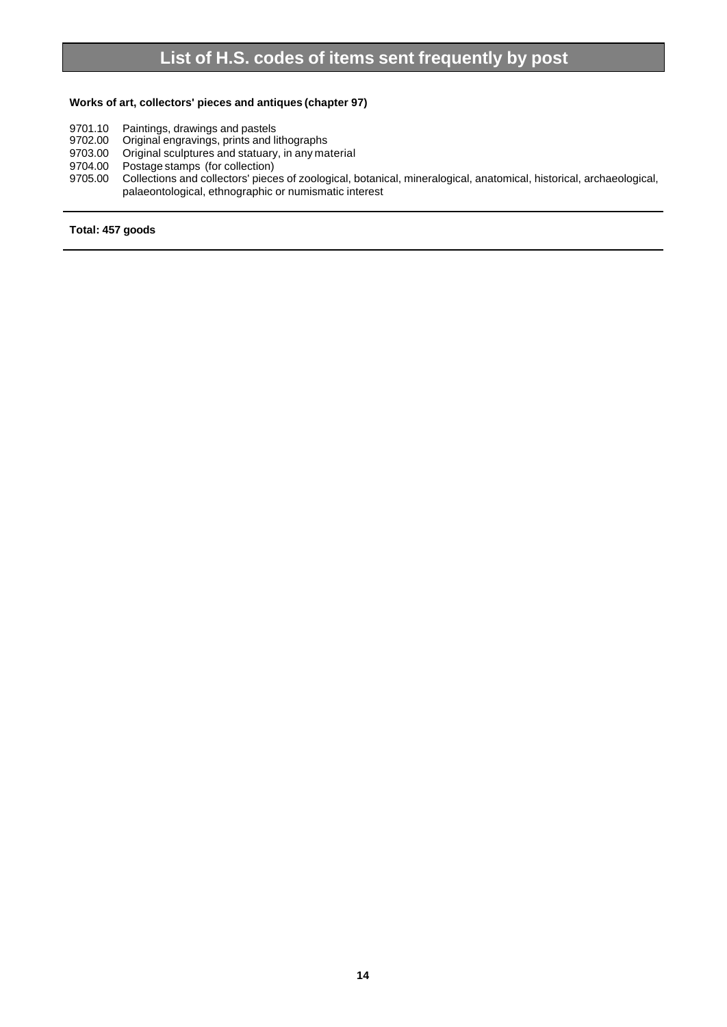# List of H.S. codes of items sent frequently by post

**Works of art, collectors' pieces and antiques (chapter 97)**

9701.10 Paintings, drawings and pastels
9702.00 Original engravings, prints and lithographs
9703.00 Original sculptures and statuary, in any material
9704.00 Postage stamps (for collection)
9705.00 Collections and collectors' pieces of zoological, botanical, mineralogical, anatomical, historical, archaeological, palaeontological, ethnographic or numismatic interest

**Total: 457 goods**